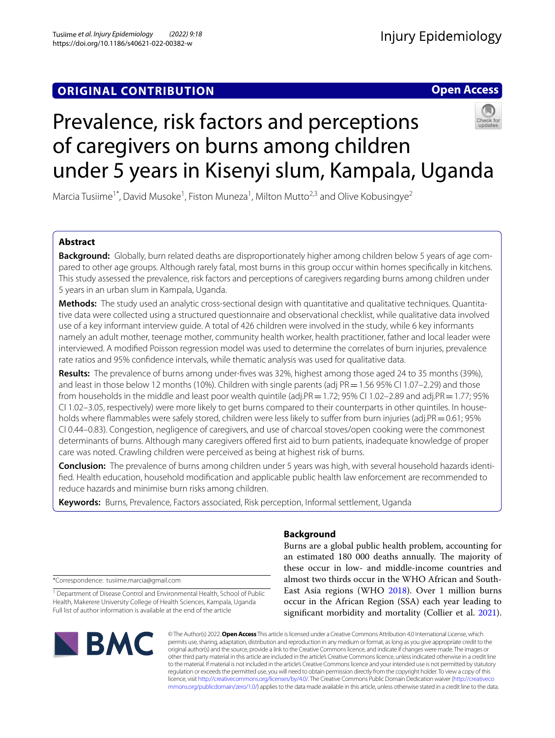ORIGINAL CONTRIBUTION

Open Access

# Prevalence, risk factors and perceptions of caregivers on burns among children under 5 years in Kisenyi slum, Kampala, Uganda

Marcia Tusiime[1*], David Musoke[1], Fiston Muneza[1], Milton Mutto[2,3] and Olive Kobusingye[2]

## Abstract

**Background:** Globally, burn related deaths are disproportionately higher among children below 5 years of age compared to other age groups. Although rarely fatal, most burns in this group occur within homes specifically in kitchens. This study assessed the prevalence, risk factors and perceptions of caregivers regarding burns among children under 5 years in an urban slum in Kampala, Uganda.

**Methods:** The study used an analytic cross-sectional design with quantitative and qualitative techniques. Quantitative data were collected using a structured questionnaire and observational checklist, while qualitative data involved use of a key informant interview guide. A total of 426 children were involved in the study, while 6 key informants namely an adult mother, teenage mother, community health worker, health practitioner, father and local leader were interviewed. A modified Poisson regression model was used to determine the correlates of burn injuries, prevalence rate ratios and 95% confidence intervals, while thematic analysis was used for qualitative data.

**Results:** The prevalence of burns among under-fives was 32%, highest among those aged 24 to 35 months (39%), and least in those below 12 months (10%). Children with single parents (adj PR = 1.56 95% CI 1.07–2.29) and those from households in the middle and least poor wealth quintile (adj.PR = 1.72; 95% CI 1.02–2.89 and adj.PR = 1.77; 95% CI 1.02–3.05, respectively) were more likely to get burns compared to their counterparts in other quintiles. In households where flammables were safely stored, children were less likely to suffer from burn injuries (adj.PR = 0.61; 95% CI 0.44–0.83). Congestion, negligence of caregivers, and use of charcoal stoves/open cooking were the commonest determinants of burns. Although many caregivers offered first aid to burn patients, inadequate knowledge of proper care was noted. Crawling children were perceived as being at highest risk of burns.

**Conclusion:** The prevalence of burns among children under 5 years was high, with several household hazards identified. Health education, household modification and applicable public health law enforcement are recommended to reduce hazards and minimise burn risks among children.

**Keywords:** Burns, Prevalence, Factors associated, Risk perception, Informal settlement, Uganda

## Background

Burns are a global public health problem, accounting for an estimated 180 000 deaths annually. The majority of these occur in low- and middle-income countries and almost two thirds occur in the WHO African and South-East Asia regions (WHO 2018). Over 1 million burns occur in the African Region (SSA) each year leading to significant morbidity and mortality (Collier et al. 2021).

*Correspondence: tusiime.marcia@gmail.com

[1] Department of Disease Control and Environmental Health, School of Public Health, Makerere University College of Health Sciences, Kampala, Uganda
Full list of author information is available at the end of the article

© The Author(s) 2022. **Open Access** This article is licensed under a Creative Commons Attribution 4.0 International License, which permits use, sharing, adaptation, distribution and reproduction in any medium or format, as long as you give appropriate credit to the original author(s) and the source, provide a link to the Creative Commons licence, and indicate if changes were made. The images or other third party material in this article are included in the article's Creative Commons licence, unless indicated otherwise in a credit line to the material. If material is not included in the article's Creative Commons licence and your intended use is not permitted by statutory regulation or exceeds the permitted use, you will need to obtain permission directly from the copyright holder. To view a copy of this licence, visit http://creativecommons.org/licenses/by/4.0/. The Creative Commons Public Domain Dedication waiver (http://creativecommons.org/publicdomain/zero/1.0/) applies to the data made available in this article, unless otherwise stated in a credit line to the data.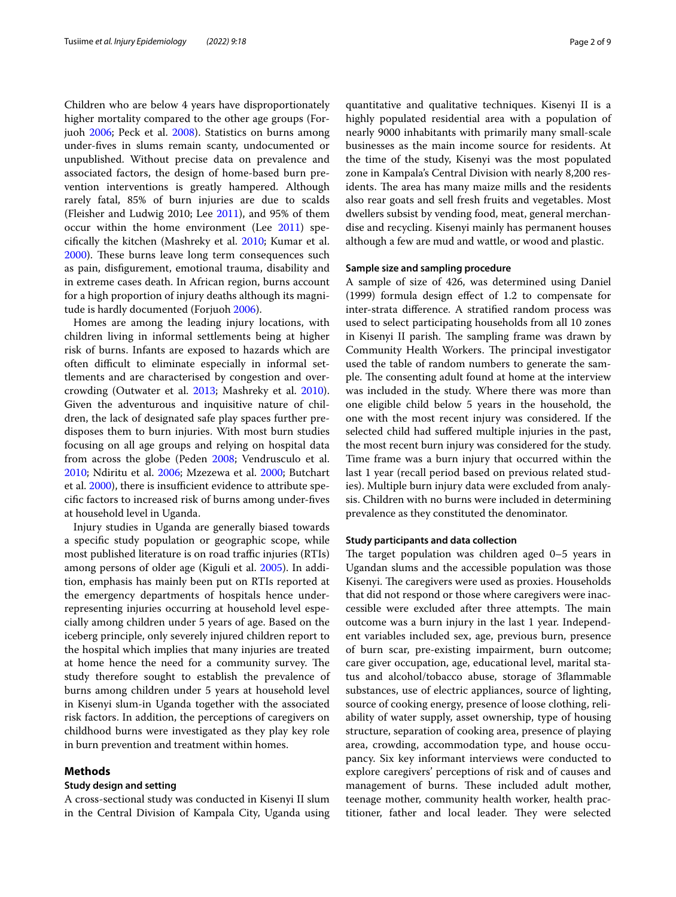Children who are below 4 years have disproportionately higher mortality compared to the other age groups (Forjuoh 2006; Peck et al. 2008). Statistics on burns among under-fives in slums remain scanty, undocumented or unpublished. Without precise data on prevalence and associated factors, the design of home-based burn prevention interventions is greatly hampered. Although rarely fatal, 85% of burn injuries are due to scalds (Fleisher and Ludwig 2010; Lee 2011), and 95% of them occur within the home environment (Lee 2011) specifically the kitchen (Mashreky et al. 2010; Kumar et al. 2000). These burns leave long term consequences such as pain, disfigurement, emotional trauma, disability and in extreme cases death. In African region, burns account for a high proportion of injury deaths although its magnitude is hardly documented (Forjuoh 2006).

Homes are among the leading injury locations, with children living in informal settlements being at higher risk of burns. Infants are exposed to hazards which are often difficult to eliminate especially in informal settlements and are characterised by congestion and overcrowding (Outwater et al. 2013; Mashreky et al. 2010). Given the adventurous and inquisitive nature of children, the lack of designated safe play spaces further predisposes them to burn injuries. With most burn studies focusing on all age groups and relying on hospital data from across the globe (Peden 2008; Vendrusculo et al. 2010; Ndiritu et al. 2006; Mzezewa et al. 2000; Butchart et al. 2000), there is insufficient evidence to attribute specific factors to increased risk of burns among under-fives at household level in Uganda.

Injury studies in Uganda are generally biased towards a specific study population or geographic scope, while most published literature is on road traffic injuries (RTIs) among persons of older age (Kiguli et al. 2005). In addition, emphasis has mainly been put on RTIs reported at the emergency departments of hospitals hence under-representing injuries occurring at household level especially among children under 5 years of age. Based on the iceberg principle, only severely injured children report to the hospital which implies that many injuries are treated at home hence the need for a community survey. The study therefore sought to establish the prevalence of burns among children under 5 years at household level in Kisenyi slum-in Uganda together with the associated risk factors. In addition, the perceptions of caregivers on childhood burns were investigated as they play key role in burn prevention and treatment within homes.

## Methods

### Study design and setting

A cross-sectional study was conducted in Kisenyi II slum in the Central Division of Kampala City, Uganda using quantitative and qualitative techniques. Kisenyi II is a highly populated residential area with a population of nearly 9000 inhabitants with primarily many small-scale businesses as the main income source for residents. At the time of the study, Kisenyi was the most populated zone in Kampala's Central Division with nearly 8,200 residents. The area has many maize mills and the residents also rear goats and sell fresh fruits and vegetables. Most dwellers subsist by vending food, meat, general merchandise and recycling. Kisenyi mainly has permanent houses although a few are mud and wattle, or wood and plastic.

### Sample size and sampling procedure

A sample of size of 426, was determined using Daniel (1999) formula design effect of 1.2 to compensate for inter-strata difference. A stratified random process was used to select participating households from all 10 zones in Kisenyi II parish. The sampling frame was drawn by Community Health Workers. The principal investigator used the table of random numbers to generate the sample. The consenting adult found at home at the interview was included in the study. Where there was more than one eligible child below 5 years in the household, the one with the most recent injury was considered. If the selected child had suffered multiple injuries in the past, the most recent burn injury was considered for the study. Time frame was a burn injury that occurred within the last 1 year (recall period based on previous related studies). Multiple burn injury data were excluded from analysis. Children with no burns were included in determining prevalence as they constituted the denominator.

### Study participants and data collection

The target population was children aged 0–5 years in Ugandan slums and the accessible population was those Kisenyi. The caregivers were used as proxies. Households that did not respond or those where caregivers were inaccessible were excluded after three attempts. The main outcome was a burn injury in the last 1 year. Independent variables included sex, age, previous burn, presence of burn scar, pre-existing impairment, burn outcome; care giver occupation, age, educational level, marital status and alcohol/tobacco abuse, storage of 3flammable substances, use of electric appliances, source of lighting, source of cooking energy, presence of loose clothing, reliability of water supply, asset ownership, type of housing structure, separation of cooking area, presence of playing area, crowding, accommodation type, and house occupancy. Six key informant interviews were conducted to explore caregivers' perceptions of risk and of causes and management of burns. These included adult mother, teenage mother, community health worker, health practitioner, father and local leader. They were selected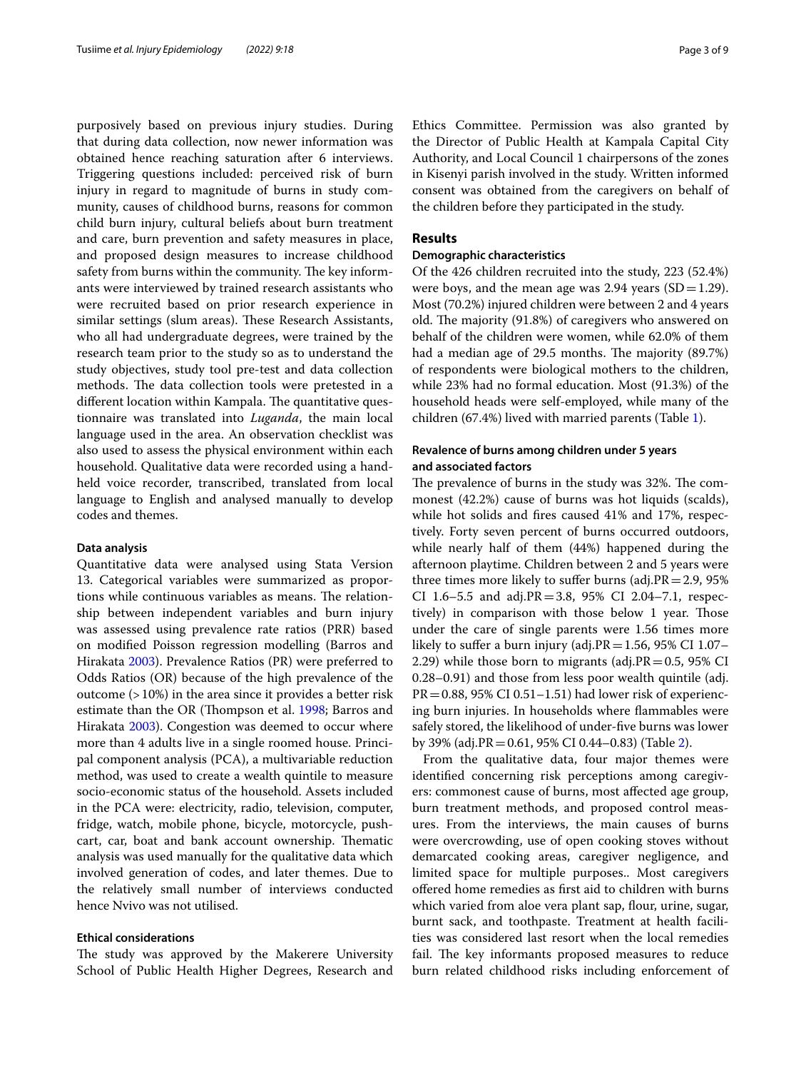purposively based on previous injury studies. During that during data collection, now newer information was obtained hence reaching saturation after 6 interviews. Triggering questions included: perceived risk of burn injury in regard to magnitude of burns in study community, causes of childhood burns, reasons for common child burn injury, cultural beliefs about burn treatment and care, burn prevention and safety measures in place, and proposed design measures to increase childhood safety from burns within the community. The key informants were interviewed by trained research assistants who were recruited based on prior research experience in similar settings (slum areas). These Research Assistants, who all had undergraduate degrees, were trained by the research team prior to the study so as to understand the study objectives, study tool pre-test and data collection methods. The data collection tools were pretested in a different location within Kampala. The quantitative questionnaire was translated into *Luganda*, the main local language used in the area. An observation checklist was also used to assess the physical environment within each household. Qualitative data were recorded using a handheld voice recorder, transcribed, translated from local language to English and analysed manually to develop codes and themes.

### Data analysis

Quantitative data were analysed using Stata Version 13. Categorical variables were summarized as proportions while continuous variables as means. The relationship between independent variables and burn injury was assessed using prevalence rate ratios (PRR) based on modified Poisson regression modelling (Barros and Hirakata 2003). Prevalence Ratios (PR) were preferred to Odds Ratios (OR) because of the high prevalence of the outcome (>10%) in the area since it provides a better risk estimate than the OR (Thompson et al. 1998; Barros and Hirakata 2003). Congestion was deemed to occur where more than 4 adults live in a single roomed house. Principal component analysis (PCA), a multivariable reduction method, was used to create a wealth quintile to measure socio-economic status of the household. Assets included in the PCA were: electricity, radio, television, computer, fridge, watch, mobile phone, bicycle, motorcycle, pushcart, car, boat and bank account ownership. Thematic analysis was used manually for the qualitative data which involved generation of codes, and later themes. Due to the relatively small number of interviews conducted hence Nvivo was not utilised.

### Ethical considerations

The study was approved by the Makerere University School of Public Health Higher Degrees, Research and Ethics Committee. Permission was also granted by the Director of Public Health at Kampala Capital City Authority, and Local Council 1 chairpersons of the zones in Kisenyi parish involved in the study. Written informed consent was obtained from the caregivers on behalf of the children before they participated in the study.

## Results

### Demographic characteristics

Of the 426 children recruited into the study, 223 (52.4%) were boys, and the mean age was 2.94 years (SD = 1.29). Most (70.2%) injured children were between 2 and 4 years old. The majority (91.8%) of caregivers who answered on behalf of the children were women, while 62.0% of them had a median age of 29.5 months. The majority (89.7%) of respondents were biological mothers to the children, while 23% had no formal education. Most (91.3%) of the household heads were self-employed, while many of the children (67.4%) lived with married parents (Table 1).

### Revalence of burns among children under 5 years and associated factors

The prevalence of burns in the study was 32%. The commonest (42.2%) cause of burns was hot liquids (scalds), while hot solids and fires caused 41% and 17%, respectively. Forty seven percent of burns occurred outdoors, while nearly half of them (44%) happened during the afternoon playtime. Children between 2 and 5 years were three times more likely to suffer burns (adj.PR = 2.9, 95% CI 1.6–5.5 and adj.PR = 3.8, 95% CI 2.04–7.1, respectively) in comparison with those below 1 year. Those under the care of single parents were 1.56 times more likely to suffer a burn injury (adj.PR = 1.56, 95% CI 1.07–2.29) while those born to migrants (adj.PR = 0.5, 95% CI 0.28–0.91) and those from less poor wealth quintile (adj. PR = 0.88, 95% CI 0.51–1.51) had lower risk of experiencing burn injuries. In households where flammables were safely stored, the likelihood of under-five burns was lower by 39% (adj.PR = 0.61, 95% CI 0.44–0.83) (Table 2).

From the qualitative data, four major themes were identified concerning risk perceptions among caregivers: commonest cause of burns, most affected age group, burn treatment methods, and proposed control measures. From the interviews, the main causes of burns were overcrowding, use of open cooking stoves without demarcated cooking areas, caregiver negligence, and limited space for multiple purposes.. Most caregivers offered home remedies as first aid to children with burns which varied from aloe vera plant sap, flour, urine, sugar, burnt sack, and toothpaste. Treatment at health facilities was considered last resort when the local remedies fail. The key informants proposed measures to reduce burn related childhood risks including enforcement of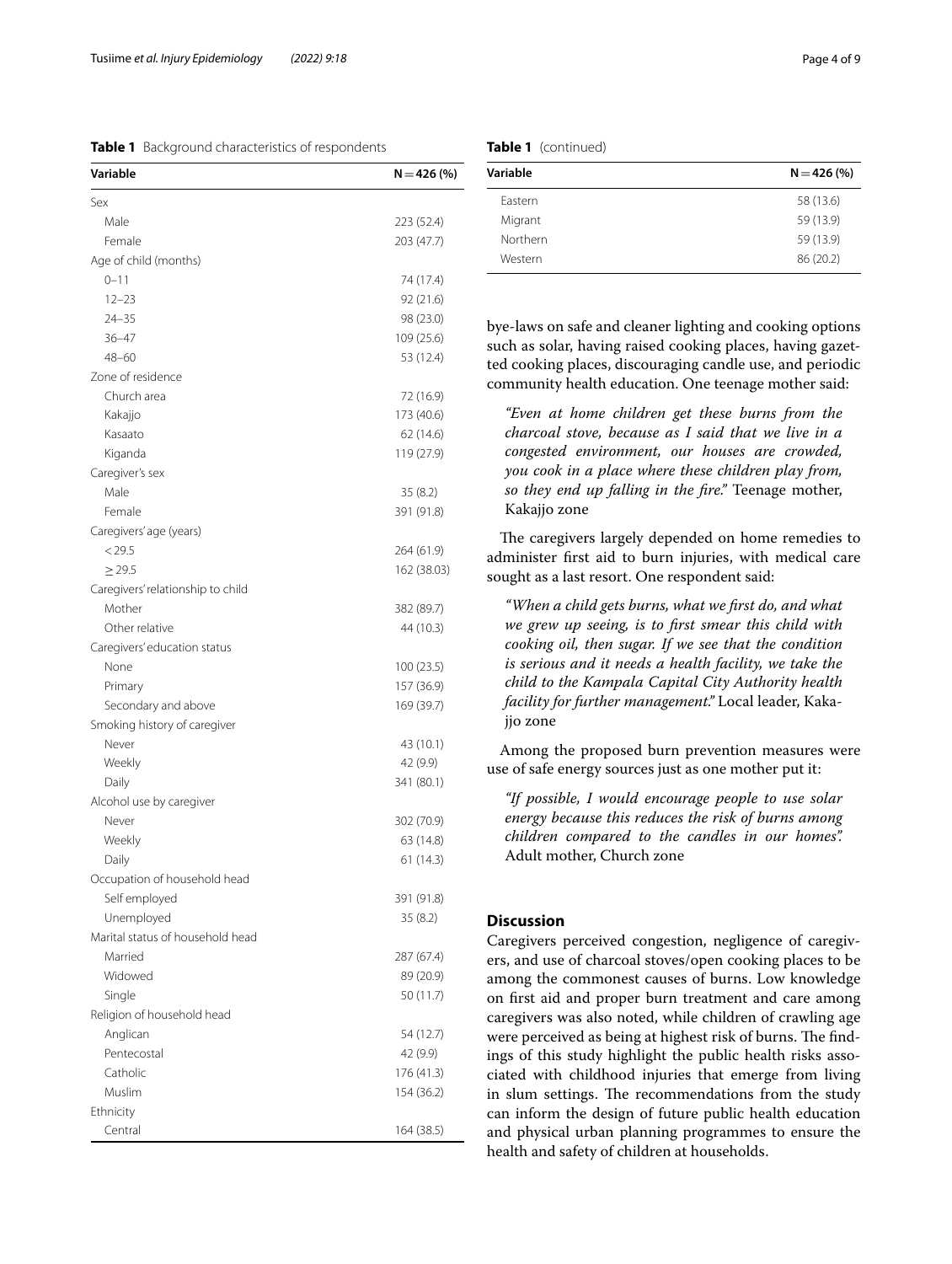**Table 1** Background characteristics of respondents

| Variable | N = 426 (%) |
|---|---|
| Sex | |
| Male | 223 (52.4) |
| Female | 203 (47.7) |
| Age of child (months) | |
| 0–11 | 74 (17.4) |
| 12–23 | 92 (21.6) |
| 24–35 | 98 (23.0) |
| 36–47 | 109 (25.6) |
| 48–60 | 53 (12.4) |
| Zone of residence | |
| Church area | 72 (16.9) |
| Kakajjo | 173 (40.6) |
| Kasaato | 62 (14.6) |
| Kiganda | 119 (27.9) |
| Caregiver's sex | |
| Male | 35 (8.2) |
| Female | 391 (91.8) |
| Caregivers' age (years) | |
| < 29.5 | 264 (61.9) |
| ≥ 29.5 | 162 (38.03) |
| Caregivers' relationship to child | |
| Mother | 382 (89.7) |
| Other relative | 44 (10.3) |
| Caregivers' education status | |
| None | 100 (23.5) |
| Primary | 157 (36.9) |
| Secondary and above | 169 (39.7) |
| Smoking history of caregiver | |
| Never | 43 (10.1) |
| Weekly | 42 (9.9) |
| Daily | 341 (80.1) |
| Alcohol use by caregiver | |
| Never | 302 (70.9) |
| Weekly | 63 (14.8) |
| Daily | 61 (14.3) |
| Occupation of household head | |
| Self employed | 391 (91.8) |
| Unemployed | 35 (8.2) |
| Marital status of household head | |
| Married | 287 (67.4) |
| Widowed | 89 (20.9) |
| Single | 50 (11.7) |
| Religion of household head | |
| Anglican | 54 (12.7) |
| Pentecostal | 42 (9.9) |
| Catholic | 176 (41.3) |
| Muslim | 154 (36.2) |
| Ethnicity | |
| Central | 164 (38.5) |
| Eastern | 58 (13.6) |
| Migrant | 59 (13.9) |
| Northern | 59 (13.9) |
| Western | 86 (20.2) |

bye-laws on safe and cleaner lighting and cooking options such as solar, having raised cooking places, having gazetted cooking places, discouraging candle use, and periodic community health education. One teenage mother said:

> *"Even at home children get these burns from the charcoal stove, because as I said that we live in a congested environment, our houses are crowded, you cook in a place where these children play from, so they end up falling in the fire."* Teenage mother, Kakajjo zone

The caregivers largely depended on home remedies to administer first aid to burn injuries, with medical care sought as a last resort. One respondent said:

> *"When a child gets burns, what we first do, and what we grew up seeing, is to first smear this child with cooking oil, then sugar. If we see that the condition is serious and it needs a health facility, we take the child to the Kampala Capital City Authority health facility for further management."* Local leader, Kakajjo zone

Among the proposed burn prevention measures were use of safe energy sources just as one mother put it:

> *"If possible, I would encourage people to use solar energy because this reduces the risk of burns among children compared to the candles in our homes".* Adult mother, Church zone

## Discussion

Caregivers perceived congestion, negligence of caregivers, and use of charcoal stoves/open cooking places to be among the commonest causes of burns. Low knowledge on first aid and proper burn treatment and care among caregivers was also noted, while children of crawling age were perceived as being at highest risk of burns. The findings of this study highlight the public health risks associated with childhood injuries that emerge from living in slum settings. The recommendations from the study can inform the design of future public health education and physical urban planning programmes to ensure the health and safety of children at households.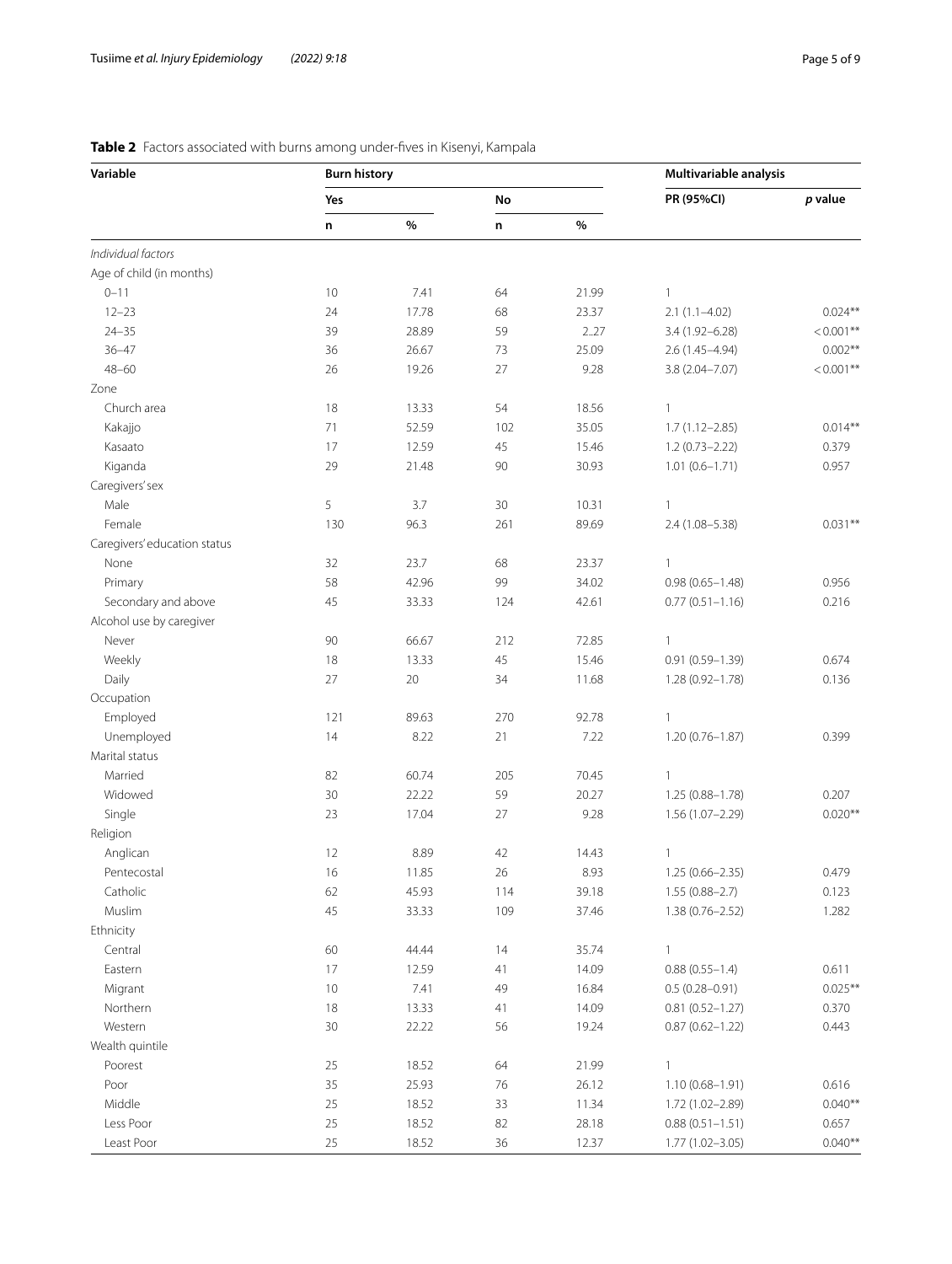**Table 2** Factors associated with burns among under-fives in Kisenyi, Kampala

| Variable | Burn history | | | | Multivariable analysis | |
|---|---|---|---|---|---|---|
| | Yes | | No | | PR (95%CI) | *p* value |
| | n | % | n | % | | |
| *Individual factors* | | | | | | |
| Age of child (in months) | | | | | | |
| 0–11 | 10 | 7.41 | 64 | 21.99 | 1 | |
| 12–23 | 24 | 17.78 | 68 | 23.37 | 2.1 (1.1–4.02) | 0.024** |
| 24–35 | 39 | 28.89 | 59 | 2..27 | 3.4 (1.92–6.28) | < 0.001** |
| 36–47 | 36 | 26.67 | 73 | 25.09 | 2.6 (1.45–4.94) | 0.002** |
| 48–60 | 26 | 19.26 | 27 | 9.28 | 3.8 (2.04–7.07) | < 0.001** |
| Zone | | | | | | |
| Church area | 18 | 13.33 | 54 | 18.56 | 1 | |
| Kakajjo | 71 | 52.59 | 102 | 35.05 | 1.7 (1.12–2.85) | 0.014** |
| Kasaato | 17 | 12.59 | 45 | 15.46 | 1.2 (0.73–2.22) | 0.379 |
| Kiganda | 29 | 21.48 | 90 | 30.93 | 1.01 (0.6–1.71) | 0.957 |
| Caregivers' sex | | | | | | |
| Male | 5 | 3.7 | 30 | 10.31 | 1 | |
| Female | 130 | 96.3 | 261 | 89.69 | 2.4 (1.08–5.38) | 0.031** |
| Caregivers' education status | | | | | | |
| None | 32 | 23.7 | 68 | 23.37 | 1 | |
| Primary | 58 | 42.96 | 99 | 34.02 | 0.98 (0.65–1.48) | 0.956 |
| Secondary and above | 45 | 33.33 | 124 | 42.61 | 0.77 (0.51–1.16) | 0.216 |
| Alcohol use by caregiver | | | | | | |
| Never | 90 | 66.67 | 212 | 72.85 | 1 | |
| Weekly | 18 | 13.33 | 45 | 15.46 | 0.91 (0.59–1.39) | 0.674 |
| Daily | 27 | 20 | 34 | 11.68 | 1.28 (0.92–1.78) | 0.136 |
| Occupation | | | | | | |
| Employed | 121 | 89.63 | 270 | 92.78 | 1 | |
| Unemployed | 14 | 8.22 | 21 | 7.22 | 1.20 (0.76–1.87) | 0.399 |
| Marital status | | | | | | |
| Married | 82 | 60.74 | 205 | 70.45 | 1 | |
| Widowed | 30 | 22.22 | 59 | 20.27 | 1.25 (0.88–1.78) | 0.207 |
| Single | 23 | 17.04 | 27 | 9.28 | 1.56 (1.07–2.29) | 0.020** |
| Religion | | | | | | |
| Anglican | 12 | 8.89 | 42 | 14.43 | 1 | |
| Pentecostal | 16 | 11.85 | 26 | 8.93 | 1.25 (0.66–2.35) | 0.479 |
| Catholic | 62 | 45.93 | 114 | 39.18 | 1.55 (0.88–2.7) | 0.123 |
| Muslim | 45 | 33.33 | 109 | 37.46 | 1.38 (0.76–2.52) | 1.282 |
| Ethnicity | | | | | | |
| Central | 60 | 44.44 | 14 | 35.74 | 1 | |
| Eastern | 17 | 12.59 | 41 | 14.09 | 0.88 (0.55–1.4) | 0.611 |
| Migrant | 10 | 7.41 | 49 | 16.84 | 0.5 (0.28–0.91) | 0.025** |
| Northern | 18 | 13.33 | 41 | 14.09 | 0.81 (0.52–1.27) | 0.370 |
| Western | 30 | 22.22 | 56 | 19.24 | 0.87 (0.62–1.22) | 0.443 |
| Wealth quintile | | | | | | |
| Poorest | 25 | 18.52 | 64 | 21.99 | 1 | |
| Poor | 35 | 25.93 | 76 | 26.12 | 1.10 (0.68–1.91) | 0.616 |
| Middle | 25 | 18.52 | 33 | 11.34 | 1.72 (1.02–2.89) | 0.040** |
| Less Poor | 25 | 18.52 | 82 | 28.18 | 0.88 (0.51–1.51) | 0.657 |
| Least Poor | 25 | 18.52 | 36 | 12.37 | 1.77 (1.02–3.05) | 0.040** |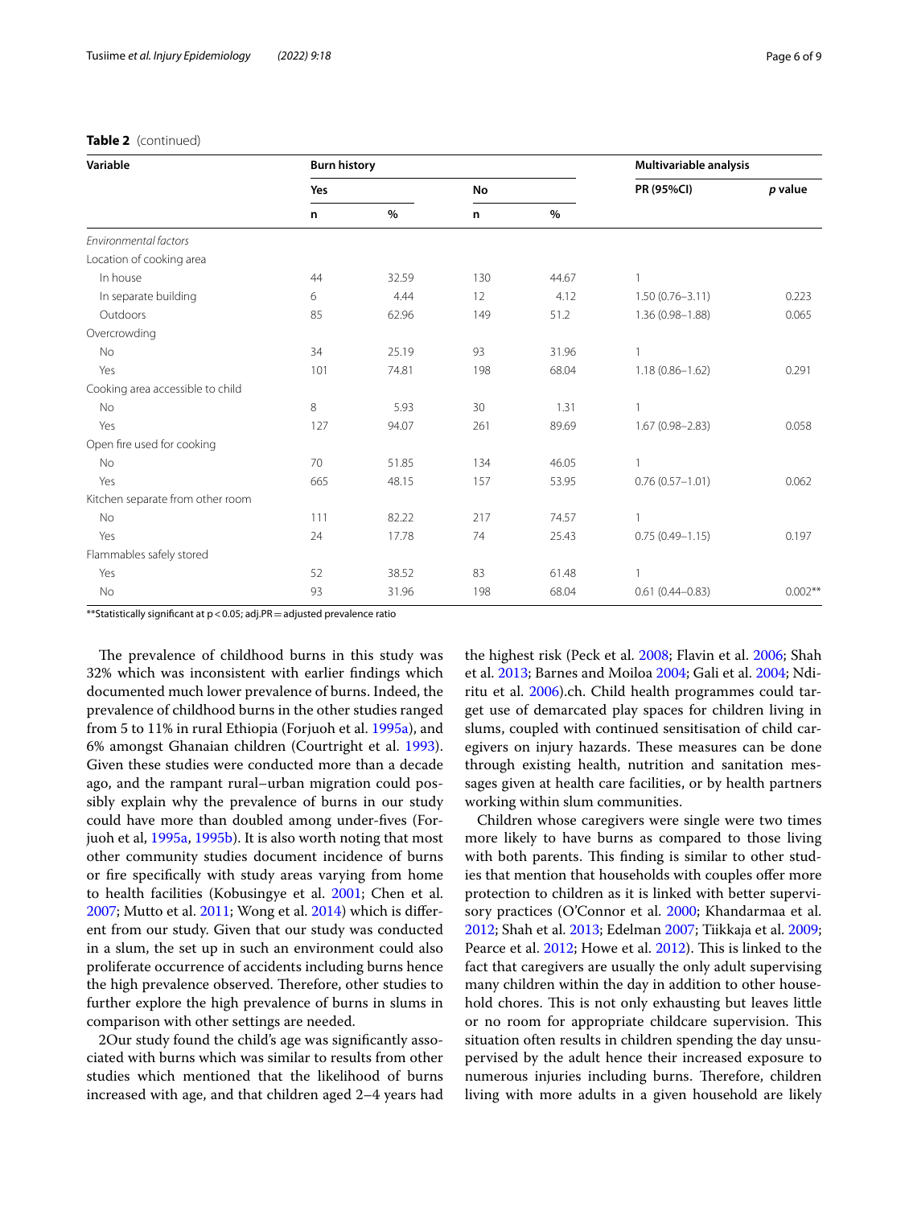**Table 2** (continued)

| Variable | Burn history | | | | Multivariable analysis | |
|---|---|---|---|---|---|---|
| | Yes | | No | | PR (95%CI) | *p* value |
| | n | % | n | % | | |
| *Environmental factors* | | | | | | |
| Location of cooking area | | | | | | |
| In house | 44 | 32.59 | 130 | 44.67 | 1 | |
| In separate building | 6 | 4.44 | 12 | 4.12 | 1.50 (0.76–3.11) | 0.223 |
| Outdoors | 85 | 62.96 | 149 | 51.2 | 1.36 (0.98–1.88) | 0.065 |
| Overcrowding | | | | | | |
| No | 34 | 25.19 | 93 | 31.96 | 1 | |
| Yes | 101 | 74.81 | 198 | 68.04 | 1.18 (0.86–1.62) | 0.291 |
| Cooking area accessible to child | | | | | | |
| No | 8 | 5.93 | 30 | 1.31 | 1 | |
| Yes | 127 | 94.07 | 261 | 89.69 | 1.67 (0.98–2.83) | 0.058 |
| Open fire used for cooking | | | | | | |
| No | 70 | 51.85 | 134 | 46.05 | 1 | |
| Yes | 665 | 48.15 | 157 | 53.95 | 0.76 (0.57–1.01) | 0.062 |
| Kitchen separate from other room | | | | | | |
| No | 111 | 82.22 | 217 | 74.57 | 1 | |
| Yes | 24 | 17.78 | 74 | 25.43 | 0.75 (0.49–1.15) | 0.197 |
| Flammables safely stored | | | | | | |
| Yes | 52 | 38.52 | 83 | 61.48 | 1 | |
| No | 93 | 31.96 | 198 | 68.04 | 0.61 (0.44–0.83) | 0.002** |

**Statistically significant at p < 0.05; adj.PR = adjusted prevalence ratio

The prevalence of childhood burns in this study was 32% which was inconsistent with earlier findings which documented much lower prevalence of burns. Indeed, the prevalence of childhood burns in the other studies ranged from 5 to 11% in rural Ethiopia (Forjuoh et al. 1995a), and 6% amongst Ghanaian children (Courtright et al. 1993). Given these studies were conducted more than a decade ago, and the rampant rural–urban migration could possibly explain why the prevalence of burns in our study could have more than doubled among under-fives (Forjuoh et al, 1995a, 1995b). It is also worth noting that most other community studies document incidence of burns or fire specifically with study areas varying from home to health facilities (Kobusingye et al. 2001; Chen et al. 2007; Mutto et al. 2011; Wong et al. 2014) which is different from our study. Given that our study was conducted in a slum, the set up in such an environment could also proliferate occurrence of accidents including burns hence the high prevalence observed. Therefore, other studies to further explore the high prevalence of burns in slums in comparison with other settings are needed.

2Our study found the child's age was significantly associated with burns which was similar to results from other studies which mentioned that the likelihood of burns increased with age, and that children aged 2–4 years had the highest risk (Peck et al. 2008; Flavin et al. 2006; Shah et al. 2013; Barnes and Moiloa 2004; Gali et al. 2004; Ndiritu et al. 2006).ch. Child health programmes could target use of demarcated play spaces for children living in slums, coupled with continued sensitisation of child caregivers on injury hazards. These measures can be done through existing health, nutrition and sanitation messages given at health care facilities, or by health partners working within slum communities.

Children whose caregivers were single were two times more likely to have burns as compared to those living with both parents. This finding is similar to other studies that mention that households with couples offer more protection to children as it is linked with better supervisory practices (O'Connor et al. 2000; Khandarmaa et al. 2012; Shah et al. 2013; Edelman 2007; Tiikkaja et al. 2009; Pearce et al. 2012; Howe et al. 2012). This is linked to the fact that caregivers are usually the only adult supervising many children within the day in addition to other household chores. This is not only exhausting but leaves little or no room for appropriate childcare supervision. This situation often results in children spending the day unsupervised by the adult hence their increased exposure to numerous injuries including burns. Therefore, children living with more adults in a given household are likely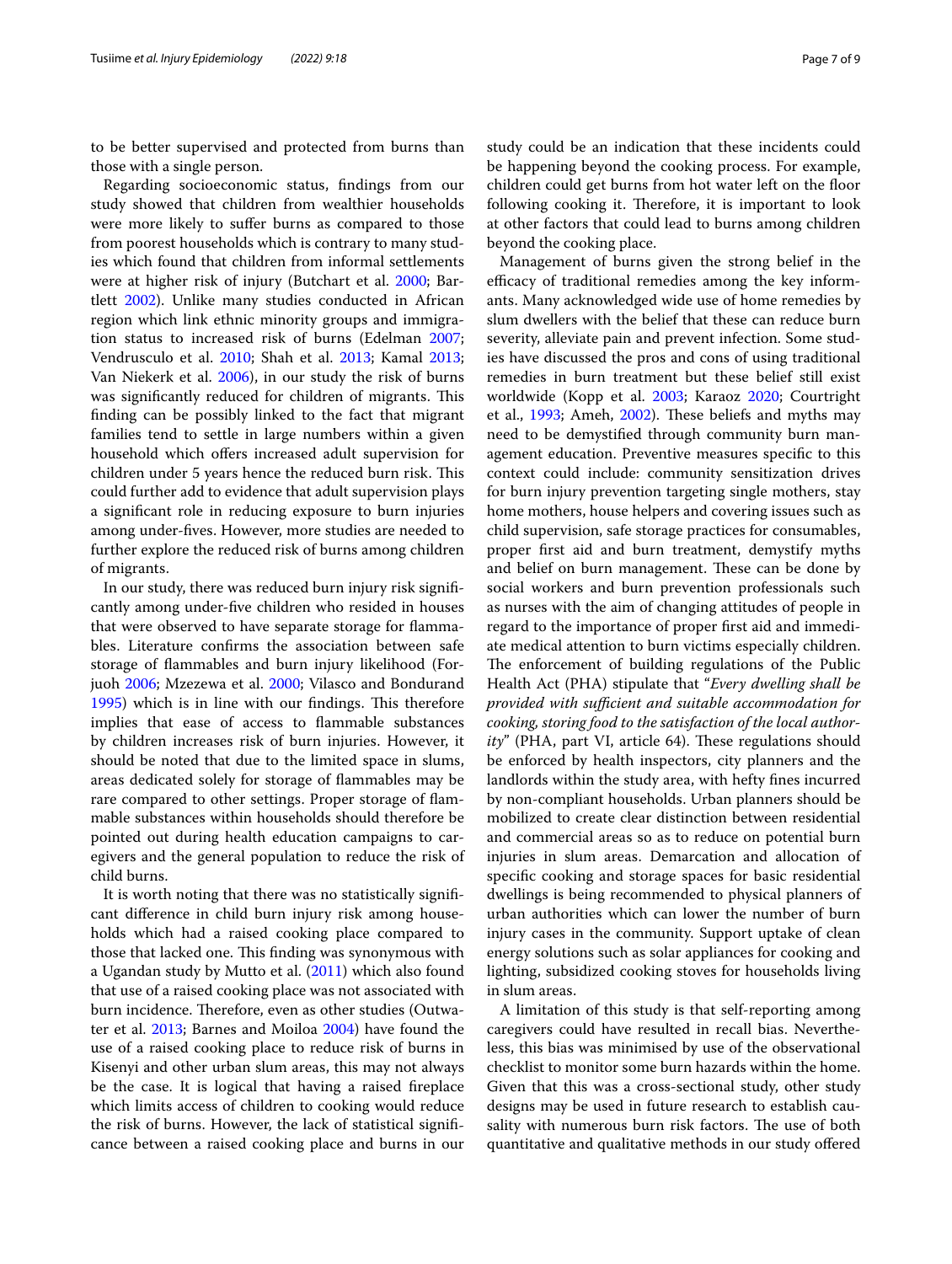to be better supervised and protected from burns than those with a single person.

Regarding socioeconomic status, findings from our study showed that children from wealthier households were more likely to suffer burns as compared to those from poorest households which is contrary to many studies which found that children from informal settlements were at higher risk of injury (Butchart et al. 2000; Bartlett 2002). Unlike many studies conducted in African region which link ethnic minority groups and immigration status to increased risk of burns (Edelman 2007; Vendrusculo et al. 2010; Shah et al. 2013; Kamal 2013; Van Niekerk et al. 2006), in our study the risk of burns was significantly reduced for children of migrants. This finding can be possibly linked to the fact that migrant families tend to settle in large numbers within a given household which offers increased adult supervision for children under 5 years hence the reduced burn risk. This could further add to evidence that adult supervision plays a significant role in reducing exposure to burn injuries among under-fives. However, more studies are needed to further explore the reduced risk of burns among children of migrants.

In our study, there was reduced burn injury risk significantly among under-five children who resided in houses that were observed to have separate storage for flammables. Literature confirms the association between safe storage of flammables and burn injury likelihood (Forjuoh 2006; Mzezewa et al. 2000; Vilasco and Bondurand 1995) which is in line with our findings. This therefore implies that ease of access to flammable substances by children increases risk of burn injuries. However, it should be noted that due to the limited space in slums, areas dedicated solely for storage of flammables may be rare compared to other settings. Proper storage of flammable substances within households should therefore be pointed out during health education campaigns to caregivers and the general population to reduce the risk of child burns.

It is worth noting that there was no statistically significant difference in child burn injury risk among households which had a raised cooking place compared to those that lacked one. This finding was synonymous with a Ugandan study by Mutto et al. (2011) which also found that use of a raised cooking place was not associated with burn incidence. Therefore, even as other studies (Outwater et al. 2013; Barnes and Moiloa 2004) have found the use of a raised cooking place to reduce risk of burns in Kisenyi and other urban slum areas, this may not always be the case. It is logical that having a raised fireplace which limits access of children to cooking would reduce the risk of burns. However, the lack of statistical significance between a raised cooking place and burns in our study could be an indication that these incidents could be happening beyond the cooking process. For example, children could get burns from hot water left on the floor following cooking it. Therefore, it is important to look at other factors that could lead to burns among children beyond the cooking place.

Management of burns given the strong belief in the efficacy of traditional remedies among the key informants. Many acknowledged wide use of home remedies by slum dwellers with the belief that these can reduce burn severity, alleviate pain and prevent infection. Some studies have discussed the pros and cons of using traditional remedies in burn treatment but these belief still exist worldwide (Kopp et al. 2003; Karaoz 2020; Courtright et al., 1993; Ameh, 2002). These beliefs and myths may need to be demystified through community burn management education. Preventive measures specific to this context could include: community sensitization drives for burn injury prevention targeting single mothers, stay home mothers, house helpers and covering issues such as child supervision, safe storage practices for consumables, proper first aid and burn treatment, demystify myths and belief on burn management. These can be done by social workers and burn prevention professionals such as nurses with the aim of changing attitudes of people in regard to the importance of proper first aid and immediate medical attention to burn victims especially children. The enforcement of building regulations of the Public Health Act (PHA) stipulate that "*Every dwelling shall be provided with sufficient and suitable accommodation for cooking, storing food to the satisfaction of the local authority*" (PHA, part VI, article 64). These regulations should be enforced by health inspectors, city planners and the landlords within the study area, with hefty fines incurred by non-compliant households. Urban planners should be mobilized to create clear distinction between residential and commercial areas so as to reduce on potential burn injuries in slum areas. Demarcation and allocation of specific cooking and storage spaces for basic residential dwellings is being recommended to physical planners of urban authorities which can lower the number of burn injury cases in the community. Support uptake of clean energy solutions such as solar appliances for cooking and lighting, subsidized cooking stoves for households living in slum areas.

A limitation of this study is that self-reporting among caregivers could have resulted in recall bias. Nevertheless, this bias was minimised by use of the observational checklist to monitor some burn hazards within the home. Given that this was a cross-sectional study, other study designs may be used in future research to establish causality with numerous burn risk factors. The use of both quantitative and qualitative methods in our study offered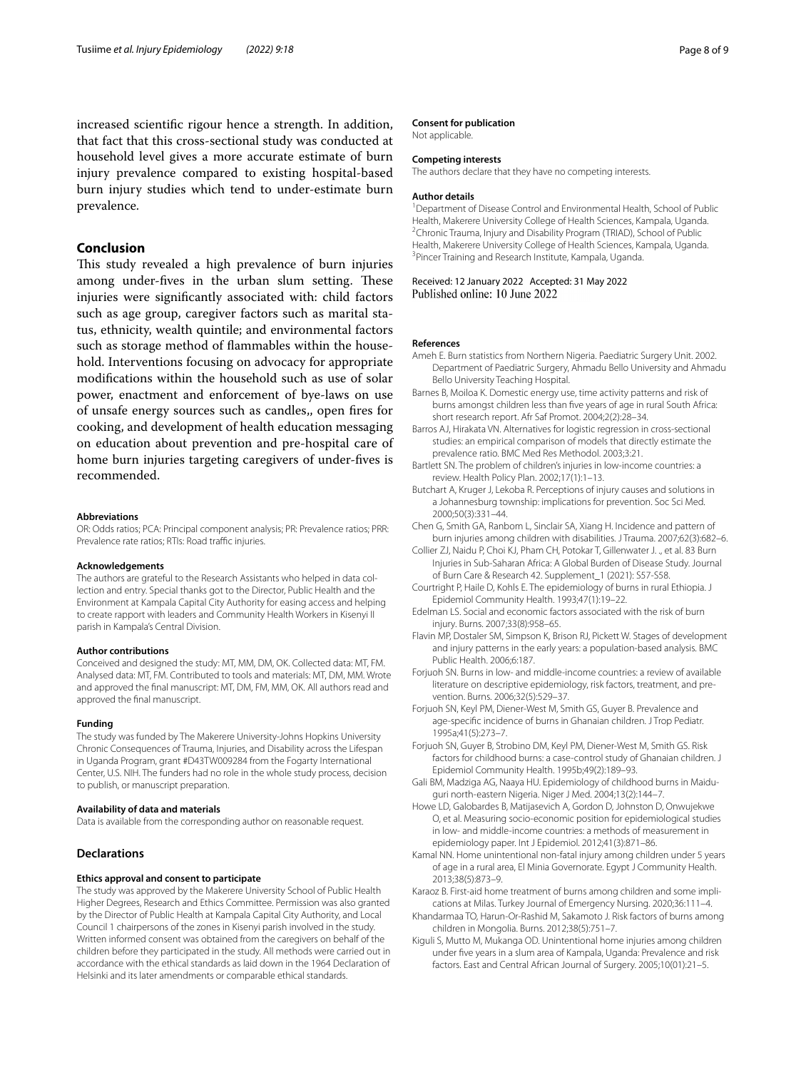increased scientific rigour hence a strength. In addition, that fact that this cross-sectional study was conducted at household level gives a more accurate estimate of burn injury prevalence compared to existing hospital-based burn injury studies which tend to under-estimate burn prevalence.

## Conclusion

This study revealed a high prevalence of burn injuries among under-fives in the urban slum setting. These injuries were significantly associated with: child factors such as age group, caregiver factors such as marital status, ethnicity, wealth quintile; and environmental factors such as storage method of flammables within the household. Interventions focusing on advocacy for appropriate modifications within the household such as use of solar power, enactment and enforcement of bye-laws on use of unsafe energy sources such as candles,, open fires for cooking, and development of health education messaging on education about prevention and pre-hospital care of home burn injuries targeting caregivers of under-fives is recommended.

#### Abbreviations

OR: Odds ratios; PCA: Principal component analysis; PR: Prevalence ratios; PRR: Prevalence rate ratios; RTIs: Road traffic injuries.

#### Acknowledgements

The authors are grateful to the Research Assistants who helped in data collection and entry. Special thanks got to the Director, Public Health and the Environment at Kampala Capital City Authority for easing access and helping to create rapport with leaders and Community Health Workers in Kisenyi II parish in Kampala's Central Division.

#### Author contributions

Conceived and designed the study: MT, MM, DM, OK. Collected data: MT, FM. Analysed data: MT, FM. Contributed to tools and materials: MT, DM, MM. Wrote and approved the final manuscript: MT, DM, FM, MM, OK. All authors read and approved the final manuscript.

#### Funding

The study was funded by The Makerere University-Johns Hopkins University Chronic Consequences of Trauma, Injuries, and Disability across the Lifespan in Uganda Program, grant #D43TW009284 from the Fogarty International Center, U.S. NIH. The funders had no role in the whole study process, decision to publish, or manuscript preparation.

#### Availability of data and materials

Data is available from the corresponding author on reasonable request.

### Declarations

#### Ethics approval and consent to participate

The study was approved by the Makerere University School of Public Health Higher Degrees, Research and Ethics Committee. Permission was also granted by the Director of Public Health at Kampala Capital City Authority, and Local Council 1 chairpersons of the zones in Kisenyi parish involved in the study. Written informed consent was obtained from the caregivers on behalf of the children before they participated in the study. All methods were carried out in accordance with the ethical standards as laid down in the 1964 Declaration of Helsinki and its later amendments or comparable ethical standards.

#### Consent for publication

Not applicable.

#### Competing interests

The authors declare that they have no competing interests.

#### Author details

[1]Department of Disease Control and Environmental Health, School of Public Health, Makerere University College of Health Sciences, Kampala, Uganda. [2]Chronic Trauma, Injury and Disability Program (TRIAD), School of Public Health, Makerere University College of Health Sciences, Kampala, Uganda. [3]Pincer Training and Research Institute, Kampala, Uganda.

Received: 12 January 2022 Accepted: 31 May 2022
Published online: 10 June 2022

#### References

Ameh E. Burn statistics from Northern Nigeria. Paediatric Surgery Unit. 2002. Department of Paediatric Surgery, Ahmadu Bello University and Ahmadu Bello University Teaching Hospital.

Barnes B, Moiloa K. Domestic energy use, time activity patterns and risk of burns amongst children less than five years of age in rural South Africa: short research report. Afr Saf Promot. 2004;2(2):28–34.

Barros AJ, Hirakata VN. Alternatives for logistic regression in cross-sectional studies: an empirical comparison of models that directly estimate the prevalence ratio. BMC Med Res Methodol. 2003;3:21.

Bartlett SN. The problem of children's injuries in low-income countries: a review. Health Policy Plan. 2002;17(1):1–13.

Butchart A, Kruger J, Lekoba R. Perceptions of injury causes and solutions in a Johannesburg township: implications for prevention. Soc Sci Med. 2000;50(3):331–44.

Chen G, Smith GA, Ranbom L, Sinclair SA, Xiang H. Incidence and pattern of burn injuries among children with disabilities. J Trauma. 2007;62(3):682–6.

Collier ZJ, Naidu P, Choi KJ, Pham CH, Potokar T, Gillenwater J. ., et al. 83 Burn Injuries in Sub-Saharan Africa: A Global Burden of Disease Study. Journal of Burn Care & Research 42. Supplement_1 (2021): S57-S58.

Courtright P, Haile D, Kohls E. The epidemiology of burns in rural Ethiopia. J Epidemiol Community Health. 1993;47(1):19–22.

Edelman LS. Social and economic factors associated with the risk of burn injury. Burns. 2007;33(8):958–65.

Flavin MP, Dostaler SM, Simpson K, Brison RJ, Pickett W. Stages of development and injury patterns in the early years: a population-based analysis. BMC Public Health. 2006;6:187.

Forjuoh SN. Burns in low- and middle-income countries: a review of available literature on descriptive epidemiology, risk factors, treatment, and prevention. Burns. 2006;32(5):529–37.

Forjuoh SN, Keyl PM, Diener-West M, Smith GS, Guyer B. Prevalence and age-specific incidence of burns in Ghanaian children. J Trop Pediatr. 1995a;41(5):273–7.

Forjuoh SN, Guyer B, Strobino DM, Keyl PM, Diener-West M, Smith GS. Risk factors for childhood burns: a case-control study of Ghanaian children. J Epidemiol Community Health. 1995b;49(2):189–93.

Gali BM, Madziga AG, Naaya HU. Epidemiology of childhood burns in Maiduguri north-eastern Nigeria. Niger J Med. 2004;13(2):144–7.

Howe LD, Galobardes B, Matijasevich A, Gordon D, Johnston D, Onwujekwe O, et al. Measuring socio-economic position for epidemiological studies in low- and middle-income countries: a methods of measurement in epidemiology paper. Int J Epidemiol. 2012;41(3):871–86.

Kamal NN. Home unintentional non-fatal injury among children under 5 years of age in a rural area, El Minia Governorate. Egypt J Community Health. 2013;38(5):873–9.

Karaoz B. First-aid home treatment of burns among children and some implications at Milas. Turkey Journal of Emergency Nursing. 2020;36:111–4.

Khandarmaa TO, Harun-Or-Rashid M, Sakamoto J. Risk factors of burns among children in Mongolia. Burns. 2012;38(5):751–7.

Kiguli S, Mutto M, Mukanga OD. Unintentional home injuries among children under five years in a slum area of Kampala, Uganda: Prevalence and risk factors. East and Central African Journal of Surgery. 2005;10(01):21–5.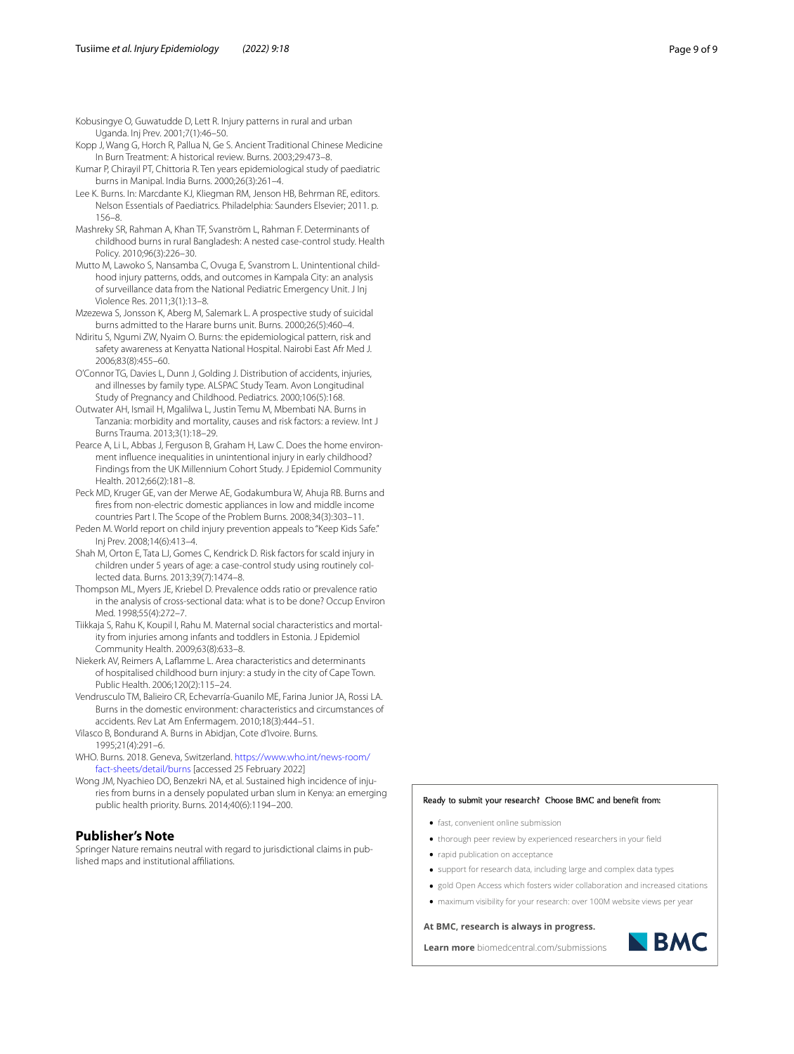Kobusingye O, Guwatudde D, Lett R. Injury patterns in rural and urban Uganda. Inj Prev. 2001;7(1):46–50.

Kopp J, Wang G, Horch R, Pallua N, Ge S. Ancient Traditional Chinese Medicine In Burn Treatment: A historical review. Burns. 2003;29:473–8.

Kumar P, Chirayil PT, Chittoria R. Ten years epidemiological study of paediatric burns in Manipal. India Burns. 2000;26(3):261–4.

Lee K. Burns. In: Marcdante KJ, Kliegman RM, Jenson HB, Behrman RE, editors. Nelson Essentials of Paediatrics. Philadelphia: Saunders Elsevier; 2011. p. 156–8.

Mashreky SR, Rahman A, Khan TF, Svanström L, Rahman F. Determinants of childhood burns in rural Bangladesh: A nested case-control study. Health Policy. 2010;96(3):226–30.

Mutto M, Lawoko S, Nansamba C, Ovuga E, Svanstrom L. Unintentional childhood injury patterns, odds, and outcomes in Kampala City: an analysis of surveillance data from the National Pediatric Emergency Unit. J Inj Violence Res. 2011;3(1):13–8.

Mzezewa S, Jonsson K, Aberg M, Salemark L. A prospective study of suicidal burns admitted to the Harare burns unit. Burns. 2000;26(5):460–4.

Ndiritu S, Ngumi ZW, Nyaim O. Burns: the epidemiological pattern, risk and safety awareness at Kenyatta National Hospital. Nairobi East Afr Med J. 2006;83(8):455–60.

O'Connor TG, Davies L, Dunn J, Golding J. Distribution of accidents, injuries, and illnesses by family type. ALSPAC Study Team. Avon Longitudinal Study of Pregnancy and Childhood. Pediatrics. 2000;106(5):168.

Outwater AH, Ismail H, Mgalilwa L, Justin Temu M, Mbembati NA. Burns in Tanzania: morbidity and mortality, causes and risk factors: a review. Int J Burns Trauma. 2013;3(1):18–29.

Pearce A, Li L, Abbas J, Ferguson B, Graham H, Law C. Does the home environment influence inequalities in unintentional injury in early childhood? Findings from the UK Millennium Cohort Study. J Epidemiol Community Health. 2012;66(2):181–8.

Peck MD, Kruger GE, van der Merwe AE, Godakumbura W, Ahuja RB. Burns and fires from non-electric domestic appliances in low and middle income countries Part I. The Scope of the Problem Burns. 2008;34(3):303–11.

Peden M. World report on child injury prevention appeals to "Keep Kids Safe." Inj Prev. 2008;14(6):413–4.

Shah M, Orton E, Tata LJ, Gomes C, Kendrick D. Risk factors for scald injury in children under 5 years of age: a case-control study using routinely collected data. Burns. 2013;39(7):1474–8.

Thompson ML, Myers JE, Kriebel D. Prevalence odds ratio or prevalence ratio in the analysis of cross-sectional data: what is to be done? Occup Environ Med. 1998;55(4):272–7.

Tiikkaja S, Rahu K, Koupil I, Rahu M. Maternal social characteristics and mortality from injuries among infants and toddlers in Estonia. J Epidemiol Community Health. 2009;63(8):633–8.

Niekerk AV, Reimers A, Laflamme L. Area characteristics and determinants of hospitalised childhood burn injury: a study in the city of Cape Town. Public Health. 2006;120(2):115–24.

Vendrusculo TM, Balieiro CR, Echevarría-Guanilo ME, Farina Junior JA, Rossi LA. Burns in the domestic environment: characteristics and circumstances of accidents. Rev Lat Am Enfermagem. 2010;18(3):444–51.

Vilasco B, Bondurand A. Burns in Abidjan, Cote d'Ivoire. Burns. 1995;21(4):291–6.

WHO. Burns. 2018. Geneva, Switzerland. https://www.who.int/news-room/fact-sheets/detail/burns [accessed 25 February 2022]

Wong JM, Nyachieo DO, Benzekri NA, et al. Sustained high incidence of injuries from burns in a densely populated urban slum in Kenya: an emerging public health priority. Burns. 2014;40(6):1194–200.

## Publisher's Note

Springer Nature remains neutral with regard to jurisdictional claims in published maps and institutional affiliations.

Ready to submit your research? Choose BMC and benefit from:

- fast, convenient online submission
- thorough peer review by experienced researchers in your field
- rapid publication on acceptance
- support for research data, including large and complex data types
- gold Open Access which fosters wider collaboration and increased citations
- maximum visibility for your research: over 100M website views per year

**At BMC, research is always in progress.**

**Learn more** biomedcentral.com/submissions

BMC